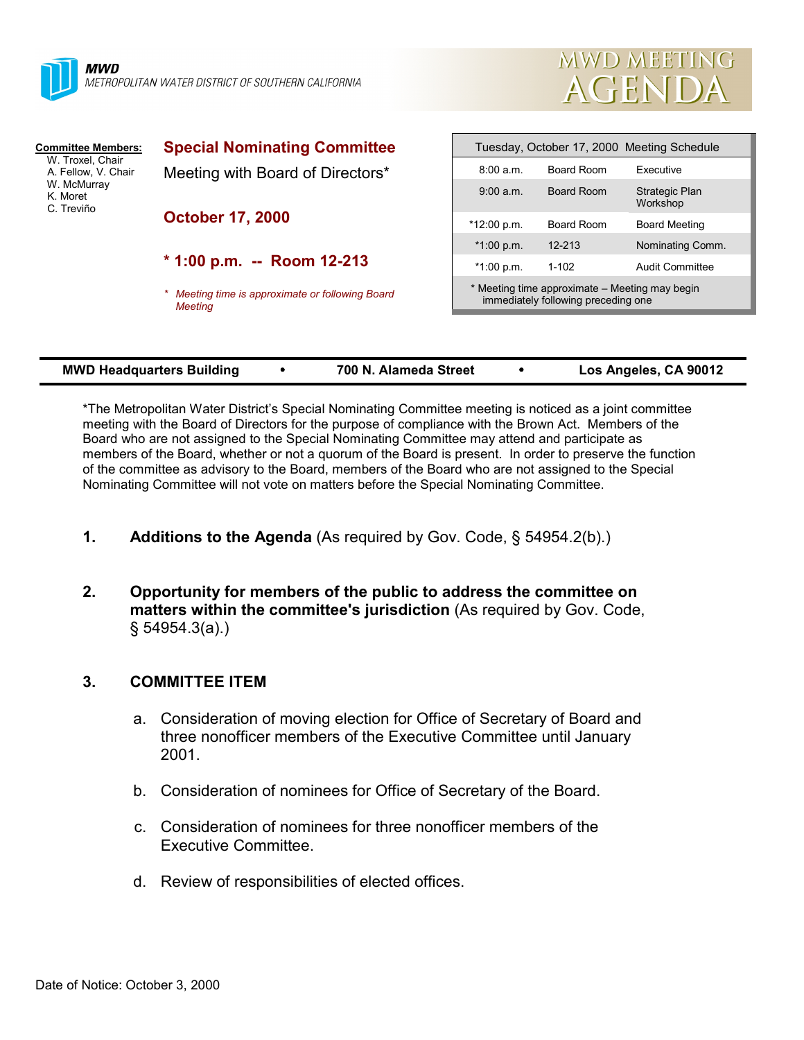**MWD**
*METROPOLITAN WATER DISTRICT OF SOUTHERN CALIFORNIA*

# MWD MEETING AGENDA

**Committee Members:**
W. Troxel, Chair
A. Fellow, V. Chair
W. McMurray
K. Moret
C. Treviño

## Special Nominating Committee

Meeting with Board of Directors*

## October 17, 2000

## * 1:00 p.m. -- Room 12-213

*\* Meeting time is approximate or following Board Meeting*

| Tuesday, October 17, 2000 Meeting Schedule | | |
|---|---|---|
| 8:00 a.m. | Board Room | Executive |
| 9:00 a.m. | Board Room | Strategic Plan Workshop |
| *12:00 p.m. | Board Room | Board Meeting |
| *1:00 p.m. | 12-213 | Nominating Comm. |
| *1:00 p.m. | 1-102 | Audit Committee |
| * Meeting time approximate – Meeting may begin immediately following preceding one | | |

**MWD Headquarters Building • 700 N. Alameda Street • Los Angeles, CA 90012**

*The Metropolitan Water District's Special Nominating Committee meeting is noticed as a joint committee meeting with the Board of Directors for the purpose of compliance with the Brown Act. Members of the Board who are not assigned to the Special Nominating Committee may attend and participate as members of the Board, whether or not a quorum of the Board is present. In order to preserve the function of the committee as advisory to the Board, members of the Board who are not assigned to the Special Nominating Committee will not vote on matters before the Special Nominating Committee.

1. **Additions to the Agenda** (As required by Gov. Code, § 54954.2(b).)

2. **Opportunity for members of the public to address the committee on matters within the committee's jurisdiction** (As required by Gov. Code, § 54954.3(a).)

3. **COMMITTEE ITEM**

   a. Consideration of moving election for Office of Secretary of Board and three nonofficer members of the Executive Committee until January 2001.

   b. Consideration of nominees for Office of Secretary of the Board.

   c. Consideration of nominees for three nonofficer members of the Executive Committee.

   d. Review of responsibilities of elected offices.

Date of Notice: October 3, 2000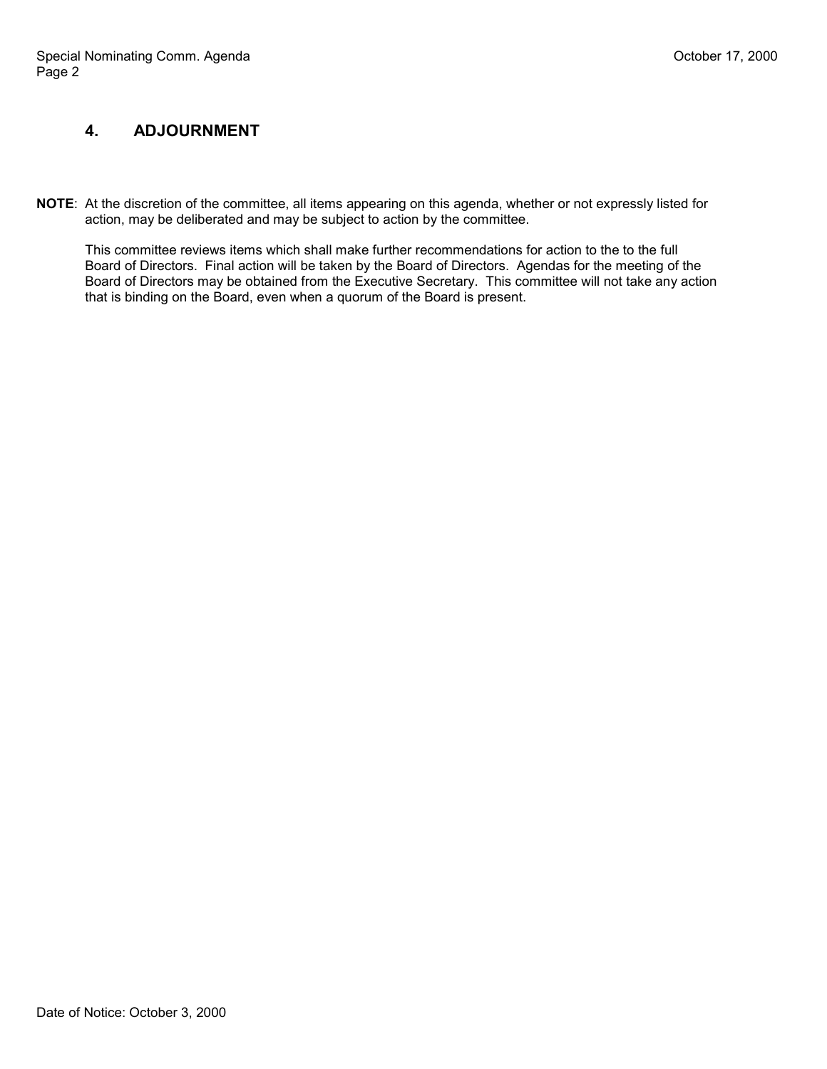## 4. ADJOURNMENT

**NOTE**: At the discretion of the committee, all items appearing on this agenda, whether or not expressly listed for action, may be deliberated and may be subject to action by the committee.

This committee reviews items which shall make further recommendations for action to the to the full Board of Directors. Final action will be taken by the Board of Directors. Agendas for the meeting of the Board of Directors may be obtained from the Executive Secretary. This committee will not take any action that is binding on the Board, even when a quorum of the Board is present.

Date of Notice: October 3, 2000